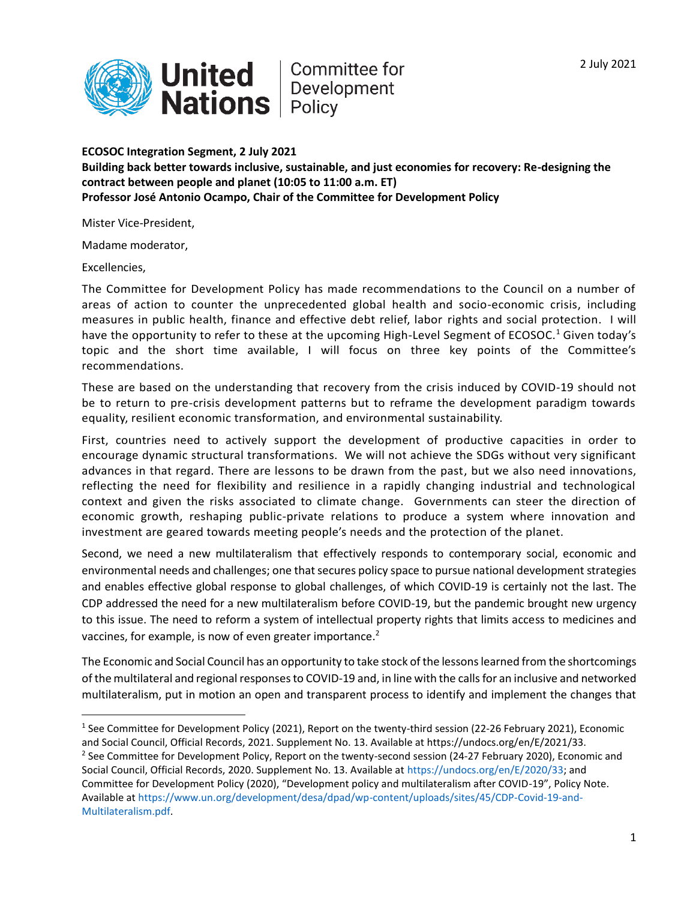United Nations | Committee for Development Policy

2 July 2021

**ECOSOC Integration Segment, 2 July 2021**
**Building back better towards inclusive, sustainable, and just economies for recovery: Re-designing the contract between people and planet (10:05 to 11:00 a.m. ET)**
**Professor José Antonio Ocampo, Chair of the Committee for Development Policy**

Mister Vice-President,

Madame moderator,

Excellencies,

The Committee for Development Policy has made recommendations to the Council on a number of areas of action to counter the unprecedented global health and socio-economic crisis, including measures in public health, finance and effective debt relief, labor rights and social protection. I will have the opportunity to refer to these at the upcoming High-Level Segment of ECOSOC.[1] Given today's topic and the short time available, I will focus on three key points of the Committee's recommendations.

These are based on the understanding that recovery from the crisis induced by COVID-19 should not be to return to pre-crisis development patterns but to reframe the development paradigm towards equality, resilient economic transformation, and environmental sustainability.

First, countries need to actively support the development of productive capacities in order to encourage dynamic structural transformations. We will not achieve the SDGs without very significant advances in that regard. There are lessons to be drawn from the past, but we also need innovations, reflecting the need for flexibility and resilience in a rapidly changing industrial and technological context and given the risks associated to climate change. Governments can steer the direction of economic growth, reshaping public-private relations to produce a system where innovation and investment are geared towards meeting people's needs and the protection of the planet.

Second, we need a new multilateralism that effectively responds to contemporary social, economic and environmental needs and challenges; one that secures policy space to pursue national development strategies and enables effective global response to global challenges, of which COVID-19 is certainly not the last. The CDP addressed the need for a new multilateralism before COVID-19, but the pandemic brought new urgency to this issue. The need to reform a system of intellectual property rights that limits access to medicines and vaccines, for example, is now of even greater importance.[2]

The Economic and Social Council has an opportunity to take stock of the lessons learned from the shortcomings of the multilateral and regional responses to COVID-19 and, in line with the calls for an inclusive and networked multilateralism, put in motion an open and transparent process to identify and implement the changes that

---

[1] See Committee for Development Policy (2021), Report on the twenty-third session (22-26 February 2021), Economic and Social Council, Official Records, 2021. Supplement No. 13. Available at https://undocs.org/en/E/2021/33.

[2] See Committee for Development Policy, Report on the twenty-second session (24-27 February 2020), Economic and Social Council, Official Records, 2020. Supplement No. 13. Available at https://undocs.org/en/E/2020/33; and Committee for Development Policy (2020), "Development policy and multilateralism after COVID-19", Policy Note. Available at https://www.un.org/development/desa/dpad/wp-content/uploads/sites/45/CDP-Covid-19-and-Multilateralism.pdf.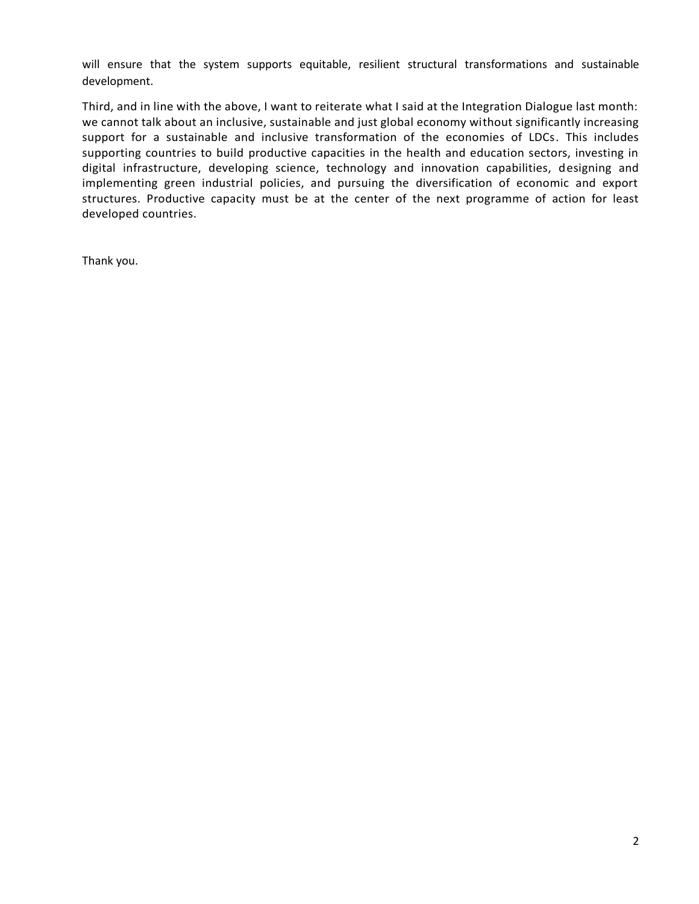will ensure that the system supports equitable, resilient structural transformations and sustainable development.

Third, and in line with the above, I want to reiterate what I said at the Integration Dialogue last month: we cannot talk about an inclusive, sustainable and just global economy without significantly increasing support for a sustainable and inclusive transformation of the economies of LDCs. This includes supporting countries to build productive capacities in the health and education sectors, investing in digital infrastructure, developing science, technology and innovation capabilities, designing and implementing green industrial policies, and pursuing the diversification of economic and export structures. Productive capacity must be at the center of the next programme of action for least developed countries.

Thank you.